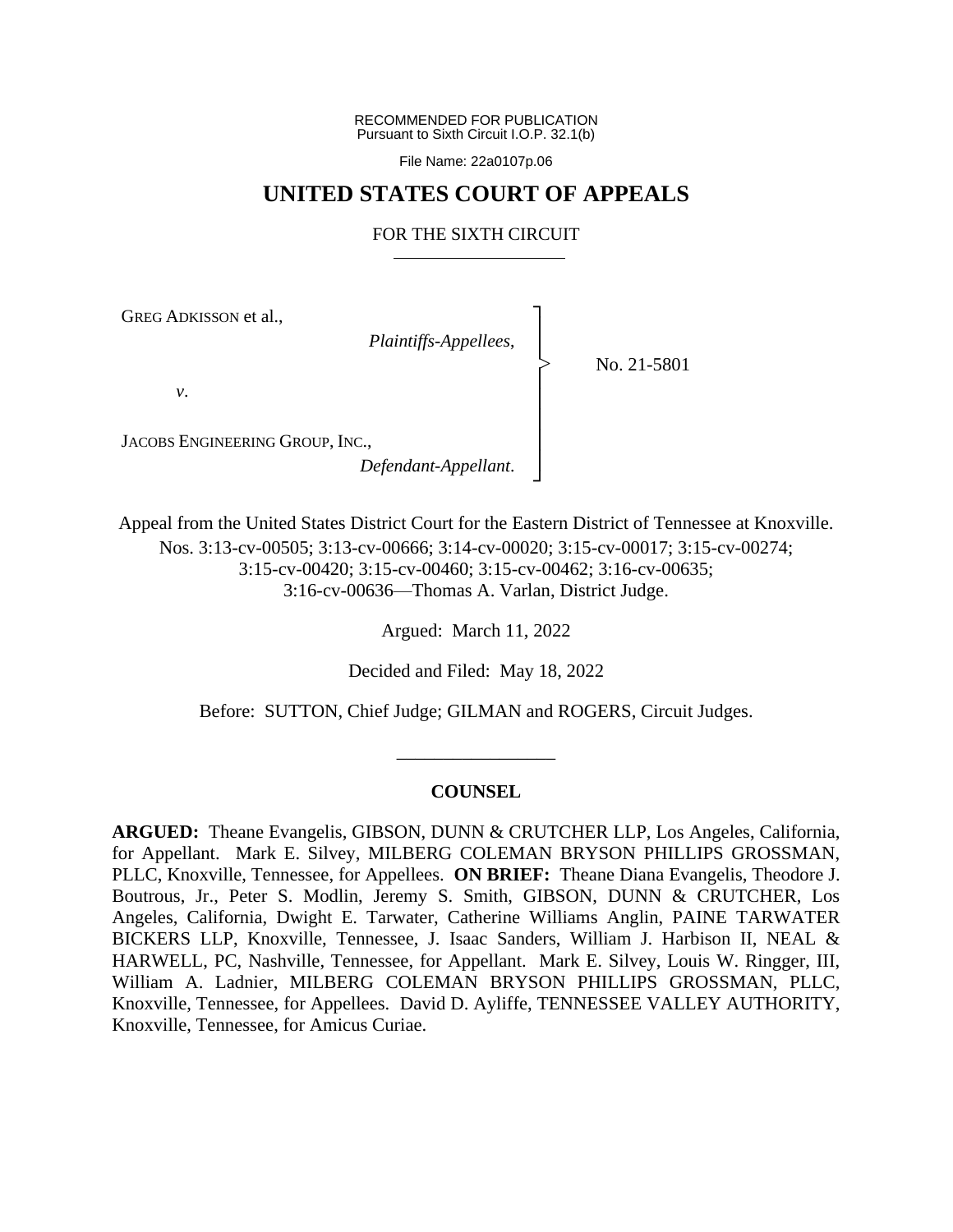RECOMMENDED FOR PUBLICATION
Pursuant to Sixth Circuit I.O.P. 32.1(b)

File Name: 22a0107p.06

# UNITED STATES COURT OF APPEALS

## FOR THE SIXTH CIRCUIT

GREG ADKISSON et al.,

*Plaintiffs-Appellees*,

*v*.

JACOBS ENGINEERING GROUP, INC.,

*Defendant-Appellant*.

No. 21-5801

Appeal from the United States District Court for the Eastern District of Tennessee at Knoxville.
Nos. 3:13-cv-00505; 3:13-cv-00666; 3:14-cv-00020; 3:15-cv-00017; 3:15-cv-00274; 3:15-cv-00420; 3:15-cv-00460; 3:15-cv-00462; 3:16-cv-00635; 3:16-cv-00636—Thomas A. Varlan, District Judge.

Argued: March 11, 2022

Decided and Filed: May 18, 2022

Before: SUTTON, Chief Judge; GILMAN and ROGERS, Circuit Judges.

---

### COUNSEL

**ARGUED:** Theane Evangelis, GIBSON, DUNN & CRUTCHER LLP, Los Angeles, California, for Appellant. Mark E. Silvey, MILBERG COLEMAN BRYSON PHILLIPS GROSSMAN, PLLC, Knoxville, Tennessee, for Appellees. **ON BRIEF:** Theane Diana Evangelis, Theodore J. Boutrous, Jr., Peter S. Modlin, Jeremy S. Smith, GIBSON, DUNN & CRUTCHER, Los Angeles, California, Dwight E. Tarwater, Catherine Williams Anglin, PAINE TARWATER BICKERS LLP, Knoxville, Tennessee, J. Isaac Sanders, William J. Harbison II, NEAL & HARWELL, PC, Nashville, Tennessee, for Appellant. Mark E. Silvey, Louis W. Ringger, III, William A. Ladnier, MILBERG COLEMAN BRYSON PHILLIPS GROSSMAN, PLLC, Knoxville, Tennessee, for Appellees. David D. Ayliffe, TENNESSEE VALLEY AUTHORITY, Knoxville, Tennessee, for Amicus Curiae.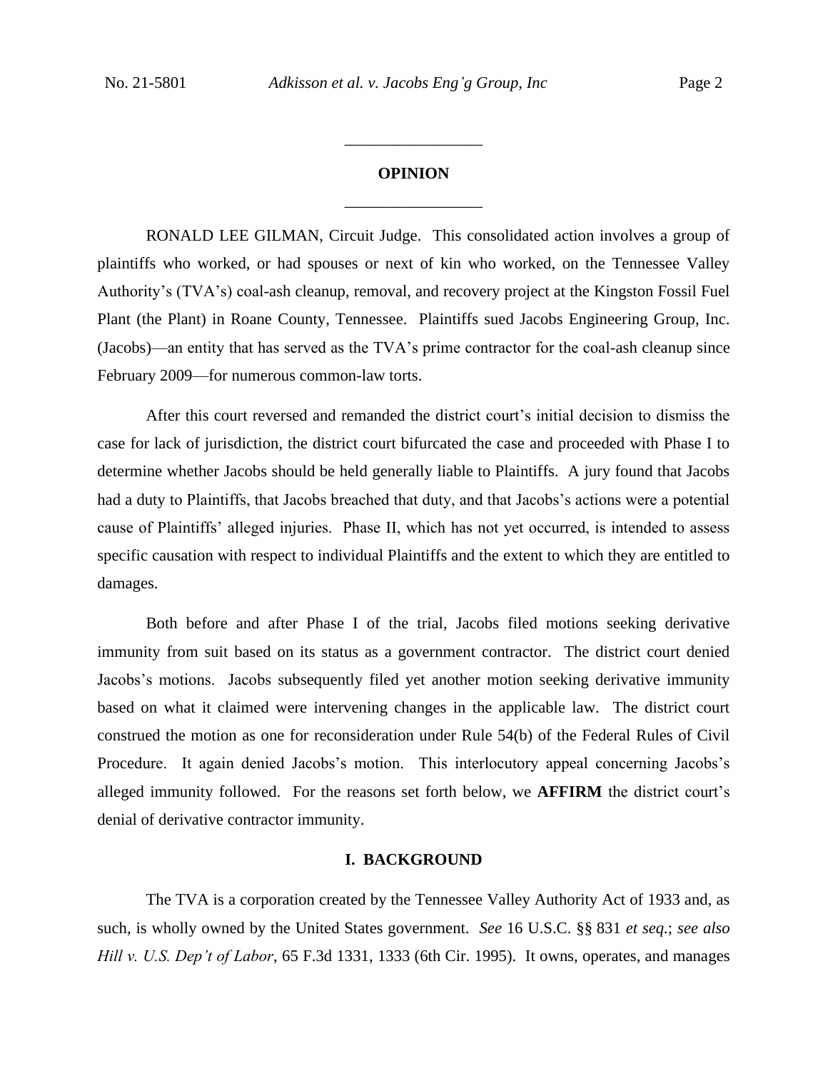## OPINION

RONALD LEE GILMAN, Circuit Judge. This consolidated action involves a group of plaintiffs who worked, or had spouses or next of kin who worked, on the Tennessee Valley Authority's (TVA's) coal-ash cleanup, removal, and recovery project at the Kingston Fossil Fuel Plant (the Plant) in Roane County, Tennessee. Plaintiffs sued Jacobs Engineering Group, Inc. (Jacobs)—an entity that has served as the TVA's prime contractor for the coal-ash cleanup since February 2009—for numerous common-law torts.

After this court reversed and remanded the district court's initial decision to dismiss the case for lack of jurisdiction, the district court bifurcated the case and proceeded with Phase I to determine whether Jacobs should be held generally liable to Plaintiffs. A jury found that Jacobs had a duty to Plaintiffs, that Jacobs breached that duty, and that Jacobs's actions were a potential cause of Plaintiffs' alleged injuries. Phase II, which has not yet occurred, is intended to assess specific causation with respect to individual Plaintiffs and the extent to which they are entitled to damages.

Both before and after Phase I of the trial, Jacobs filed motions seeking derivative immunity from suit based on its status as a government contractor. The district court denied Jacobs's motions. Jacobs subsequently filed yet another motion seeking derivative immunity based on what it claimed were intervening changes in the applicable law. The district court construed the motion as one for reconsideration under Rule 54(b) of the Federal Rules of Civil Procedure. It again denied Jacobs's motion. This interlocutory appeal concerning Jacobs's alleged immunity followed. For the reasons set forth below, we **AFFIRM** the district court's denial of derivative contractor immunity.

## I. BACKGROUND

The TVA is a corporation created by the Tennessee Valley Authority Act of 1933 and, as such, is wholly owned by the United States government. *See* 16 U.S.C. §§ 831 *et seq.*; *see also Hill v. U.S. Dep't of Labor*, 65 F.3d 1331, 1333 (6th Cir. 1995). It owns, operates, and manages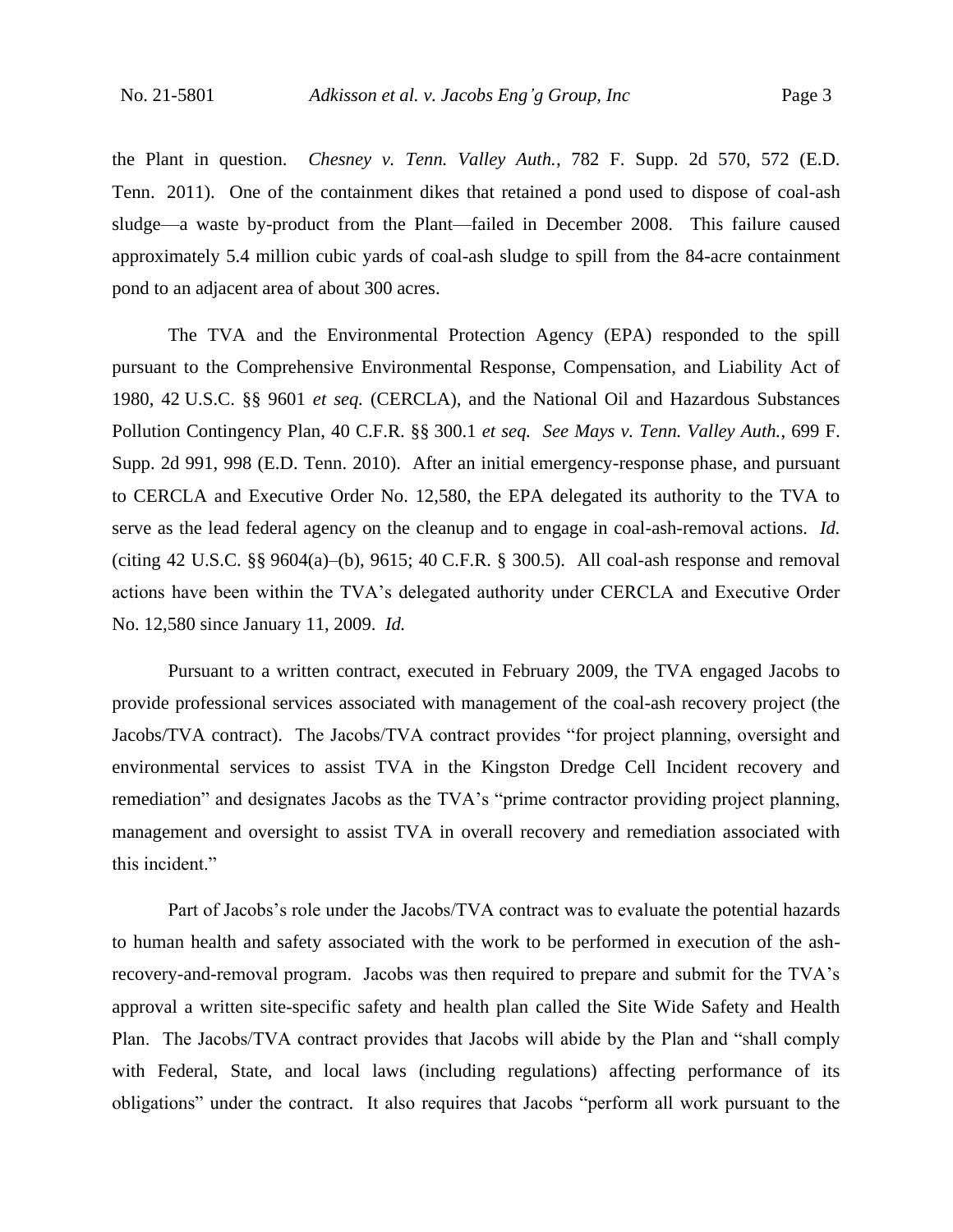the Plant in question. *Chesney v. Tenn. Valley Auth.*, 782 F. Supp. 2d 570, 572 (E.D. Tenn. 2011). One of the containment dikes that retained a pond used to dispose of coal-ash sludge—a waste by-product from the Plant—failed in December 2008. This failure caused approximately 5.4 million cubic yards of coal-ash sludge to spill from the 84-acre containment pond to an adjacent area of about 300 acres.

The TVA and the Environmental Protection Agency (EPA) responded to the spill pursuant to the Comprehensive Environmental Response, Compensation, and Liability Act of 1980, 42 U.S.C. §§ 9601 *et seq.* (CERCLA), and the National Oil and Hazardous Substances Pollution Contingency Plan, 40 C.F.R. §§ 300.1 *et seq. See Mays v. Tenn. Valley Auth.*, 699 F. Supp. 2d 991, 998 (E.D. Tenn. 2010). After an initial emergency-response phase, and pursuant to CERCLA and Executive Order No. 12,580, the EPA delegated its authority to the TVA to serve as the lead federal agency on the cleanup and to engage in coal-ash-removal actions. *Id.* (citing 42 U.S.C. §§ 9604(a)–(b), 9615; 40 C.F.R. § 300.5). All coal-ash response and removal actions have been within the TVA's delegated authority under CERCLA and Executive Order No. 12,580 since January 11, 2009. *Id.*

Pursuant to a written contract, executed in February 2009, the TVA engaged Jacobs to provide professional services associated with management of the coal-ash recovery project (the Jacobs/TVA contract). The Jacobs/TVA contract provides "for project planning, oversight and environmental services to assist TVA in the Kingston Dredge Cell Incident recovery and remediation" and designates Jacobs as the TVA's "prime contractor providing project planning, management and oversight to assist TVA in overall recovery and remediation associated with this incident."

Part of Jacobs's role under the Jacobs/TVA contract was to evaluate the potential hazards to human health and safety associated with the work to be performed in execution of the ash-recovery-and-removal program. Jacobs was then required to prepare and submit for the TVA's approval a written site-specific safety and health plan called the Site Wide Safety and Health Plan. The Jacobs/TVA contract provides that Jacobs will abide by the Plan and "shall comply with Federal, State, and local laws (including regulations) affecting performance of its obligations" under the contract. It also requires that Jacobs "perform all work pursuant to the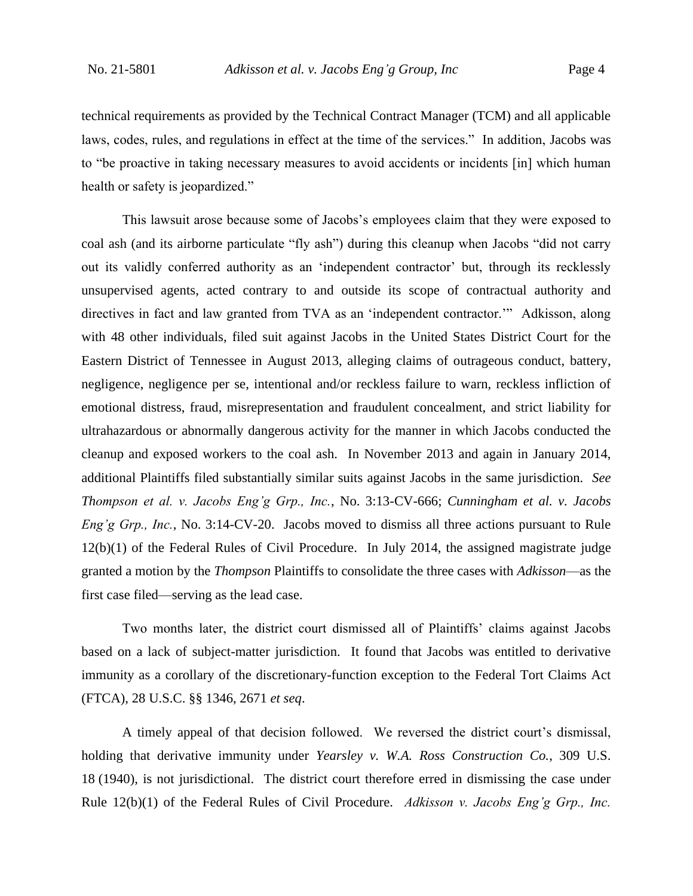technical requirements as provided by the Technical Contract Manager (TCM) and all applicable laws, codes, rules, and regulations in effect at the time of the services." In addition, Jacobs was to "be proactive in taking necessary measures to avoid accidents or incidents [in] which human health or safety is jeopardized."

This lawsuit arose because some of Jacobs's employees claim that they were exposed to coal ash (and its airborne particulate "fly ash") during this cleanup when Jacobs "did not carry out its validly conferred authority as an 'independent contractor' but, through its recklessly unsupervised agents, acted contrary to and outside its scope of contractual authority and directives in fact and law granted from TVA as an 'independent contractor.'" Adkisson, along with 48 other individuals, filed suit against Jacobs in the United States District Court for the Eastern District of Tennessee in August 2013, alleging claims of outrageous conduct, battery, negligence, negligence per se, intentional and/or reckless failure to warn, reckless infliction of emotional distress, fraud, misrepresentation and fraudulent concealment, and strict liability for ultrahazardous or abnormally dangerous activity for the manner in which Jacobs conducted the cleanup and exposed workers to the coal ash. In November 2013 and again in January 2014, additional Plaintiffs filed substantially similar suits against Jacobs in the same jurisdiction. *See Thompson et al. v. Jacobs Eng'g Grp., Inc.*, No. 3:13-CV-666; *Cunningham et al. v. Jacobs Eng'g Grp., Inc.*, No. 3:14-CV-20. Jacobs moved to dismiss all three actions pursuant to Rule 12(b)(1) of the Federal Rules of Civil Procedure. In July 2014, the assigned magistrate judge granted a motion by the *Thompson* Plaintiffs to consolidate the three cases with *Adkisson*—as the first case filed—serving as the lead case.

Two months later, the district court dismissed all of Plaintiffs' claims against Jacobs based on a lack of subject-matter jurisdiction. It found that Jacobs was entitled to derivative immunity as a corollary of the discretionary-function exception to the Federal Tort Claims Act (FTCA), 28 U.S.C. §§ 1346, 2671 *et seq*.

A timely appeal of that decision followed. We reversed the district court's dismissal, holding that derivative immunity under *Yearsley v. W.A. Ross Construction Co.*, 309 U.S. 18 (1940), is not jurisdictional. The district court therefore erred in dismissing the case under Rule 12(b)(1) of the Federal Rules of Civil Procedure. *Adkisson v. Jacobs Eng'g Grp., Inc.*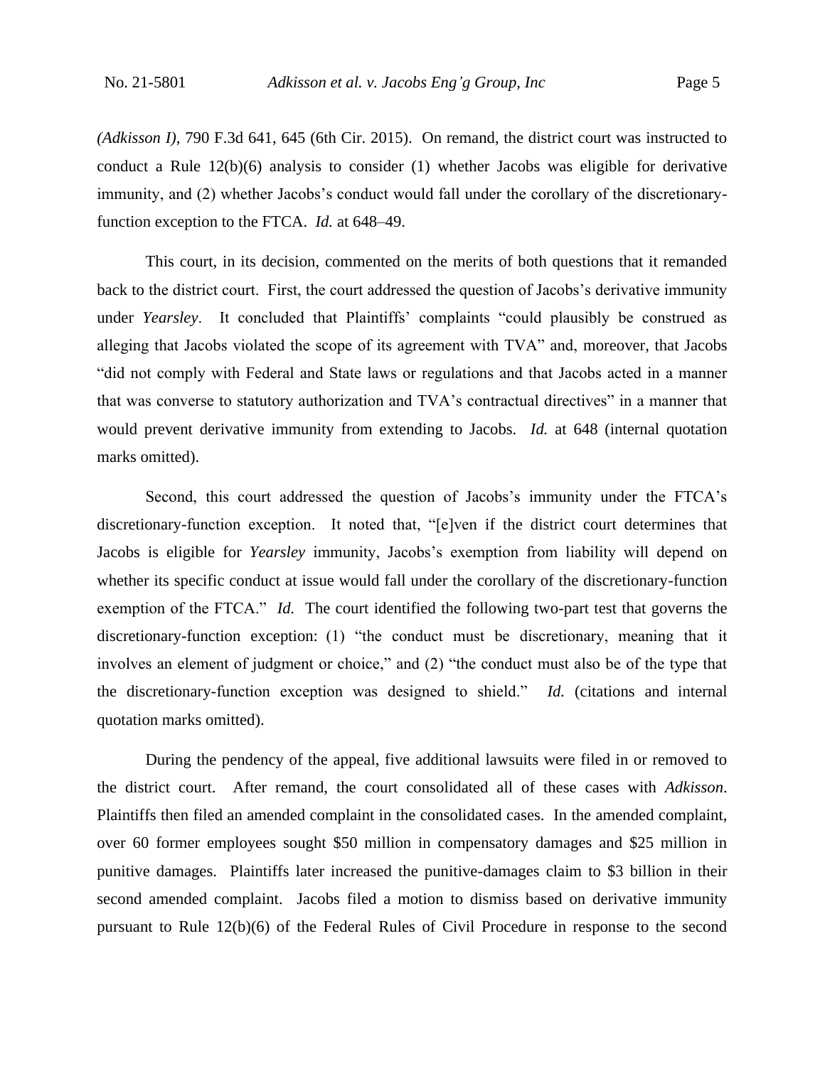*(Adkisson I)*, 790 F.3d 641, 645 (6th Cir. 2015). On remand, the district court was instructed to conduct a Rule 12(b)(6) analysis to consider (1) whether Jacobs was eligible for derivative immunity, and (2) whether Jacobs's conduct would fall under the corollary of the discretionary-function exception to the FTCA. *Id.* at 648–49.

This court, in its decision, commented on the merits of both questions that it remanded back to the district court. First, the court addressed the question of Jacobs's derivative immunity under *Yearsley*. It concluded that Plaintiffs' complaints "could plausibly be construed as alleging that Jacobs violated the scope of its agreement with TVA" and, moreover, that Jacobs "did not comply with Federal and State laws or regulations and that Jacobs acted in a manner that was converse to statutory authorization and TVA's contractual directives" in a manner that would prevent derivative immunity from extending to Jacobs. *Id.* at 648 (internal quotation marks omitted).

Second, this court addressed the question of Jacobs's immunity under the FTCA's discretionary-function exception. It noted that, "[e]ven if the district court determines that Jacobs is eligible for *Yearsley* immunity, Jacobs's exemption from liability will depend on whether its specific conduct at issue would fall under the corollary of the discretionary-function exemption of the FTCA." *Id.* The court identified the following two-part test that governs the discretionary-function exception: (1) "the conduct must be discretionary, meaning that it involves an element of judgment or choice," and (2) "the conduct must also be of the type that the discretionary-function exception was designed to shield." *Id.* (citations and internal quotation marks omitted).

During the pendency of the appeal, five additional lawsuits were filed in or removed to the district court. After remand, the court consolidated all of these cases with *Adkisson*. Plaintiffs then filed an amended complaint in the consolidated cases. In the amended complaint, over 60 former employees sought $50 million in compensatory damages and $25 million in punitive damages. Plaintiffs later increased the punitive-damages claim to $3 billion in their second amended complaint. Jacobs filed a motion to dismiss based on derivative immunity pursuant to Rule 12(b)(6) of the Federal Rules of Civil Procedure in response to the second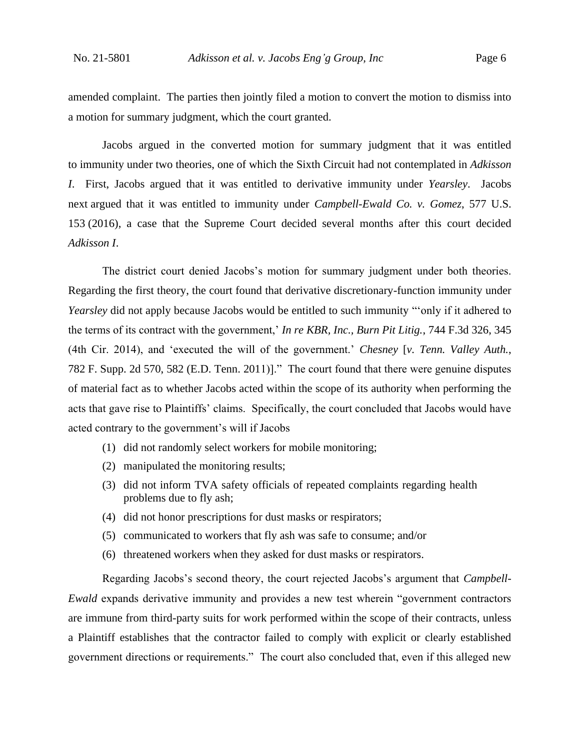amended complaint. The parties then jointly filed a motion to convert the motion to dismiss into a motion for summary judgment, which the court granted.

Jacobs argued in the converted motion for summary judgment that it was entitled to immunity under two theories, one of which the Sixth Circuit had not contemplated in *Adkisson I*. First, Jacobs argued that it was entitled to derivative immunity under *Yearsley*. Jacobs next argued that it was entitled to immunity under *Campbell-Ewald Co. v. Gomez*, 577 U.S. 153 (2016), a case that the Supreme Court decided several months after this court decided *Adkisson I*.

The district court denied Jacobs's motion for summary judgment under both theories. Regarding the first theory, the court found that derivative discretionary-function immunity under *Yearsley* did not apply because Jacobs would be entitled to such immunity "'only if it adhered to the terms of its contract with the government,' *In re KBR, Inc., Burn Pit Litig.*, 744 F.3d 326, 345 (4th Cir. 2014), and 'executed the will of the government.' *Chesney* [*v. Tenn. Valley Auth.*, 782 F. Supp. 2d 570, 582 (E.D. Tenn. 2011)]." The court found that there were genuine disputes of material fact as to whether Jacobs acted within the scope of its authority when performing the acts that gave rise to Plaintiffs' claims. Specifically, the court concluded that Jacobs would have acted contrary to the government's will if Jacobs

(1) did not randomly select workers for mobile monitoring;
(2) manipulated the monitoring results;
(3) did not inform TVA safety officials of repeated complaints regarding health problems due to fly ash;
(4) did not honor prescriptions for dust masks or respirators;
(5) communicated to workers that fly ash was safe to consume; and/or
(6) threatened workers when they asked for dust masks or respirators.

Regarding Jacobs's second theory, the court rejected Jacobs's argument that *Campbell-Ewald* expands derivative immunity and provides a new test wherein "government contractors are immune from third-party suits for work performed within the scope of their contracts, unless a Plaintiff establishes that the contractor failed to comply with explicit or clearly established government directions or requirements." The court also concluded that, even if this alleged new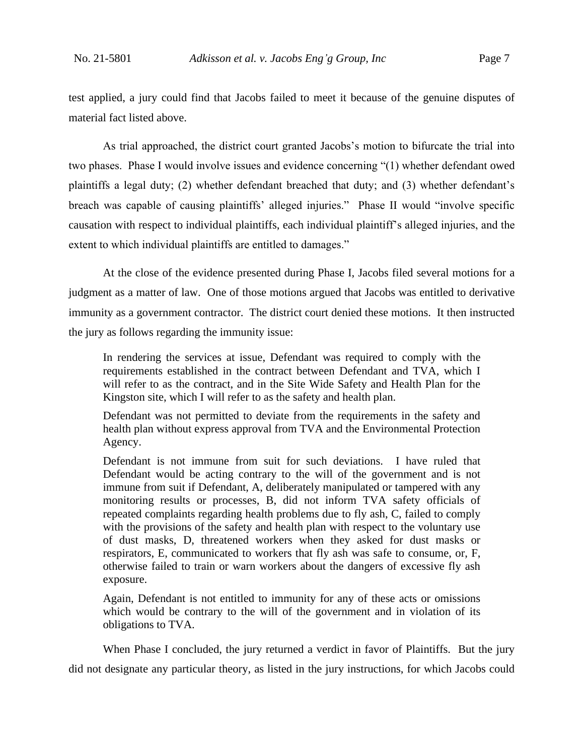test applied, a jury could find that Jacobs failed to meet it because of the genuine disputes of material fact listed above.

As trial approached, the district court granted Jacobs's motion to bifurcate the trial into two phases. Phase I would involve issues and evidence concerning "(1) whether defendant owed plaintiffs a legal duty; (2) whether defendant breached that duty; and (3) whether defendant's breach was capable of causing plaintiffs' alleged injuries." Phase II would "involve specific causation with respect to individual plaintiffs, each individual plaintiff's alleged injuries, and the extent to which individual plaintiffs are entitled to damages."

At the close of the evidence presented during Phase I, Jacobs filed several motions for a judgment as a matter of law. One of those motions argued that Jacobs was entitled to derivative immunity as a government contractor. The district court denied these motions. It then instructed the jury as follows regarding the immunity issue:

> In rendering the services at issue, Defendant was required to comply with the requirements established in the contract between Defendant and TVA, which I will refer to as the contract, and in the Site Wide Safety and Health Plan for the Kingston site, which I will refer to as the safety and health plan.
>
> Defendant was not permitted to deviate from the requirements in the safety and health plan without express approval from TVA and the Environmental Protection Agency.
>
> Defendant is not immune from suit for such deviations. I have ruled that Defendant would be acting contrary to the will of the government and is not immune from suit if Defendant, A, deliberately manipulated or tampered with any monitoring results or processes, B, did not inform TVA safety officials of repeated complaints regarding health problems due to fly ash, C, failed to comply with the provisions of the safety and health plan with respect to the voluntary use of dust masks, D, threatened workers when they asked for dust masks or respirators, E, communicated to workers that fly ash was safe to consume, or, F, otherwise failed to train or warn workers about the dangers of excessive fly ash exposure.
>
> Again, Defendant is not entitled to immunity for any of these acts or omissions which would be contrary to the will of the government and in violation of its obligations to TVA.

When Phase I concluded, the jury returned a verdict in favor of Plaintiffs. But the jury did not designate any particular theory, as listed in the jury instructions, for which Jacobs could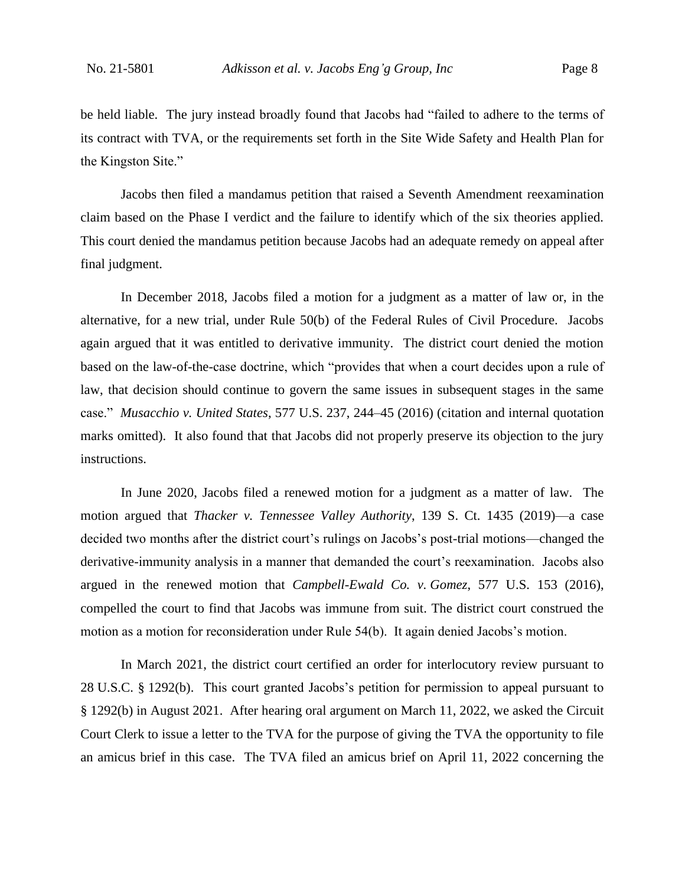be held liable. The jury instead broadly found that Jacobs had "failed to adhere to the terms of its contract with TVA, or the requirements set forth in the Site Wide Safety and Health Plan for the Kingston Site."

Jacobs then filed a mandamus petition that raised a Seventh Amendment reexamination claim based on the Phase I verdict and the failure to identify which of the six theories applied. This court denied the mandamus petition because Jacobs had an adequate remedy on appeal after final judgment.

In December 2018, Jacobs filed a motion for a judgment as a matter of law or, in the alternative, for a new trial, under Rule 50(b) of the Federal Rules of Civil Procedure. Jacobs again argued that it was entitled to derivative immunity. The district court denied the motion based on the law-of-the-case doctrine, which "provides that when a court decides upon a rule of law, that decision should continue to govern the same issues in subsequent stages in the same case." *Musacchio v. United States*, 577 U.S. 237, 244–45 (2016) (citation and internal quotation marks omitted). It also found that that Jacobs did not properly preserve its objection to the jury instructions.

In June 2020, Jacobs filed a renewed motion for a judgment as a matter of law. The motion argued that *Thacker v. Tennessee Valley Authority*, 139 S. Ct. 1435 (2019)—a case decided two months after the district court's rulings on Jacobs's post-trial motions—changed the derivative-immunity analysis in a manner that demanded the court's reexamination. Jacobs also argued in the renewed motion that *Campbell-Ewald Co. v. Gomez*, 577 U.S. 153 (2016), compelled the court to find that Jacobs was immune from suit. The district court construed the motion as a motion for reconsideration under Rule 54(b). It again denied Jacobs's motion.

In March 2021, the district court certified an order for interlocutory review pursuant to 28 U.S.C. § 1292(b). This court granted Jacobs's petition for permission to appeal pursuant to § 1292(b) in August 2021. After hearing oral argument on March 11, 2022, we asked the Circuit Court Clerk to issue a letter to the TVA for the purpose of giving the TVA the opportunity to file an amicus brief in this case. The TVA filed an amicus brief on April 11, 2022 concerning the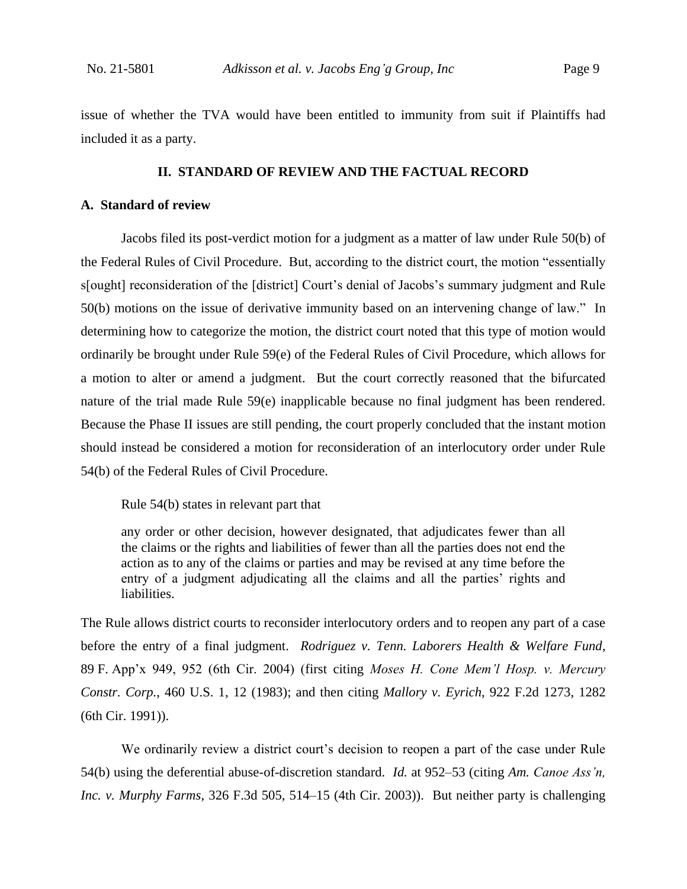issue of whether the TVA would have been entitled to immunity from suit if Plaintiffs had included it as a party.

## II. STANDARD OF REVIEW AND THE FACTUAL RECORD

### A. Standard of review

Jacobs filed its post-verdict motion for a judgment as a matter of law under Rule 50(b) of the Federal Rules of Civil Procedure. But, according to the district court, the motion "essentially s[ought] reconsideration of the [district] Court's denial of Jacobs's summary judgment and Rule 50(b) motions on the issue of derivative immunity based on an intervening change of law." In determining how to categorize the motion, the district court noted that this type of motion would ordinarily be brought under Rule 59(e) of the Federal Rules of Civil Procedure, which allows for a motion to alter or amend a judgment. But the court correctly reasoned that the bifurcated nature of the trial made Rule 59(e) inapplicable because no final judgment has been rendered. Because the Phase II issues are still pending, the court properly concluded that the instant motion should instead be considered a motion for reconsideration of an interlocutory order under Rule 54(b) of the Federal Rules of Civil Procedure.

Rule 54(b) states in relevant part that

> any order or other decision, however designated, that adjudicates fewer than all the claims or the rights and liabilities of fewer than all the parties does not end the action as to any of the claims or parties and may be revised at any time before the entry of a judgment adjudicating all the claims and all the parties' rights and liabilities.

The Rule allows district courts to reconsider interlocutory orders and to reopen any part of a case before the entry of a final judgment. *Rodriguez v. Tenn. Laborers Health & Welfare Fund*, 89 F. App'x 949, 952 (6th Cir. 2004) (first citing *Moses H. Cone Mem'l Hosp. v. Mercury Constr. Corp.*, 460 U.S. 1, 12 (1983); and then citing *Mallory v. Eyrich*, 922 F.2d 1273, 1282 (6th Cir. 1991)).

We ordinarily review a district court's decision to reopen a part of the case under Rule 54(b) using the deferential abuse-of-discretion standard. *Id.* at 952–53 (citing *Am. Canoe Ass'n, Inc. v. Murphy Farms*, 326 F.3d 505, 514–15 (4th Cir. 2003)). But neither party is challenging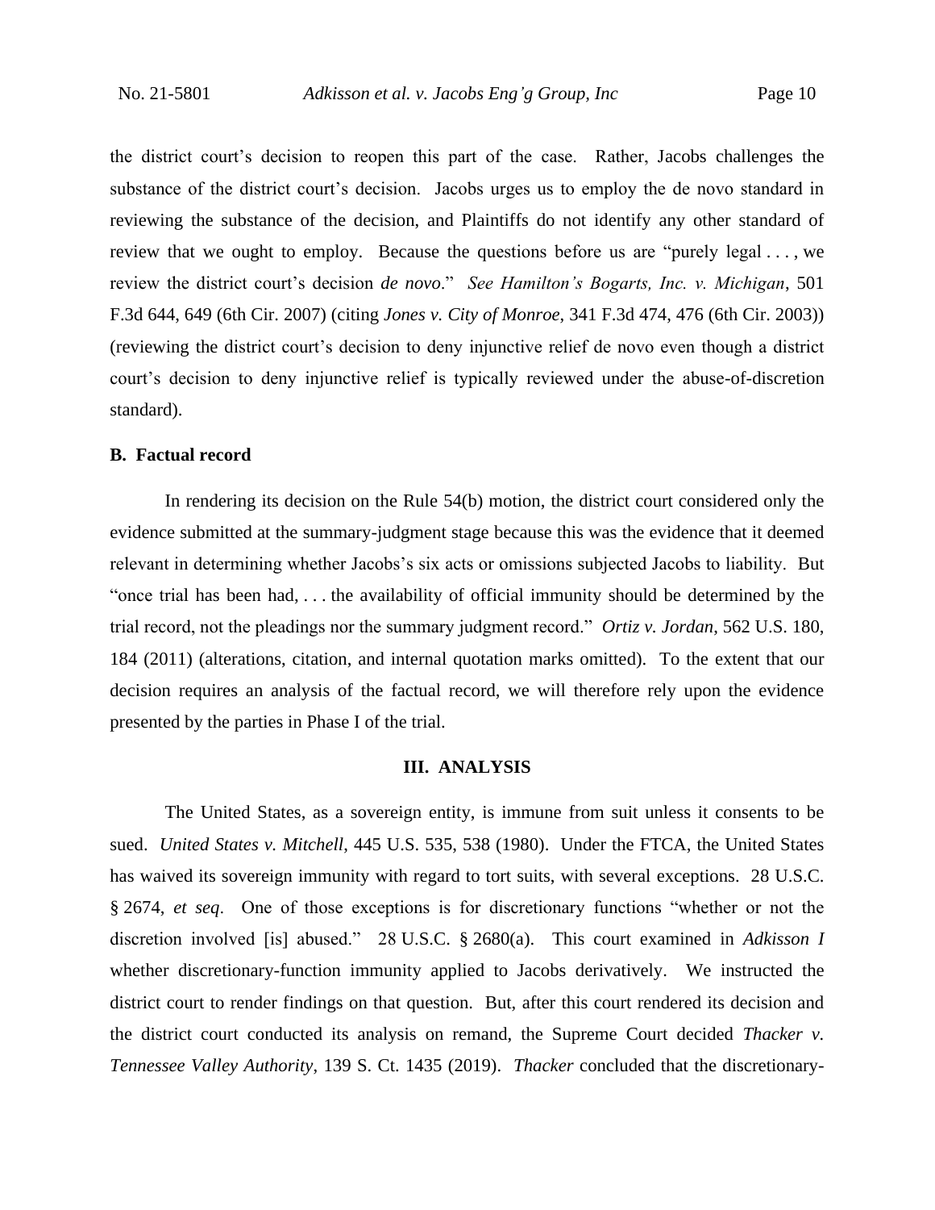the district court's decision to reopen this part of the case. Rather, Jacobs challenges the substance of the district court's decision. Jacobs urges us to employ the de novo standard in reviewing the substance of the decision, and Plaintiffs do not identify any other standard of review that we ought to employ. Because the questions before us are "purely legal . . . , we review the district court's decision *de novo*." *See Hamilton's Bogarts, Inc. v. Michigan*, 501 F.3d 644, 649 (6th Cir. 2007) (citing *Jones v. City of Monroe*, 341 F.3d 474, 476 (6th Cir. 2003)) (reviewing the district court's decision to deny injunctive relief de novo even though a district court's decision to deny injunctive relief is typically reviewed under the abuse-of-discretion standard).

### B. Factual record

In rendering its decision on the Rule 54(b) motion, the district court considered only the evidence submitted at the summary-judgment stage because this was the evidence that it deemed relevant in determining whether Jacobs's six acts or omissions subjected Jacobs to liability. But "once trial has been had, . . . the availability of official immunity should be determined by the trial record, not the pleadings nor the summary judgment record." *Ortiz v. Jordan*, 562 U.S. 180, 184 (2011) (alterations, citation, and internal quotation marks omitted). To the extent that our decision requires an analysis of the factual record, we will therefore rely upon the evidence presented by the parties in Phase I of the trial.

## III. ANALYSIS

The United States, as a sovereign entity, is immune from suit unless it consents to be sued. *United States v. Mitchell*, 445 U.S. 535, 538 (1980). Under the FTCA, the United States has waived its sovereign immunity with regard to tort suits, with several exceptions. 28 U.S.C. § 2674, *et seq*. One of those exceptions is for discretionary functions "whether or not the discretion involved [is] abused." 28 U.S.C. § 2680(a). This court examined in *Adkisson I* whether discretionary-function immunity applied to Jacobs derivatively. We instructed the district court to render findings on that question. But, after this court rendered its decision and the district court conducted its analysis on remand, the Supreme Court decided *Thacker v. Tennessee Valley Authority*, 139 S. Ct. 1435 (2019). *Thacker* concluded that the discretionary-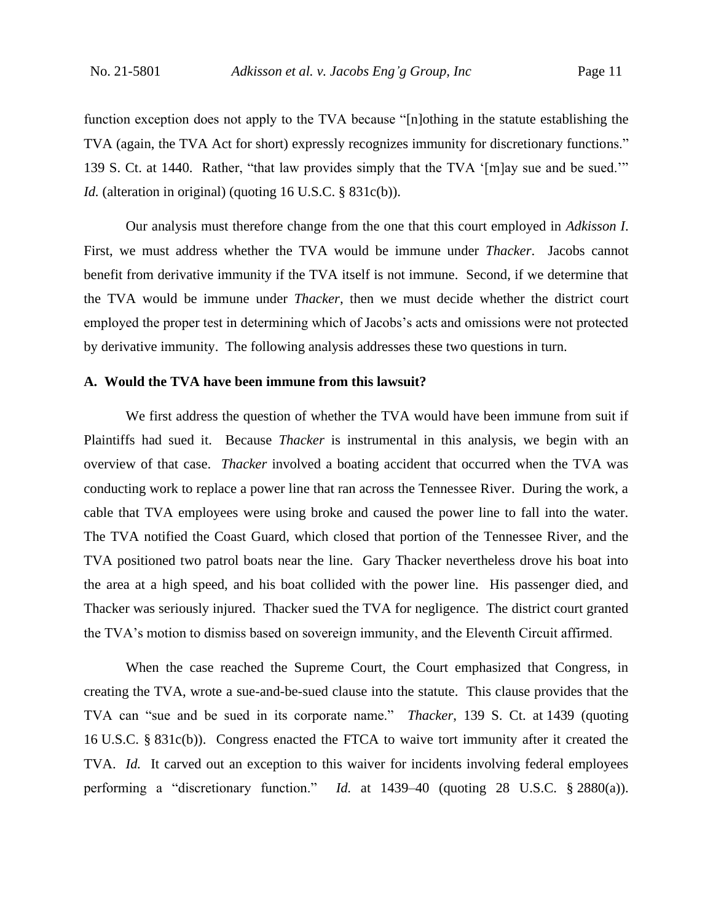function exception does not apply to the TVA because "[n]othing in the statute establishing the TVA (again, the TVA Act for short) expressly recognizes immunity for discretionary functions." 139 S. Ct. at 1440. Rather, "that law provides simply that the TVA '[m]ay sue and be sued.'" *Id.* (alteration in original) (quoting 16 U.S.C. § 831c(b)).

Our analysis must therefore change from the one that this court employed in *Adkisson I*. First, we must address whether the TVA would be immune under *Thacker*. Jacobs cannot benefit from derivative immunity if the TVA itself is not immune. Second, if we determine that the TVA would be immune under *Thacker*, then we must decide whether the district court employed the proper test in determining which of Jacobs's acts and omissions were not protected by derivative immunity. The following analysis addresses these two questions in turn.

### A. Would the TVA have been immune from this lawsuit?

We first address the question of whether the TVA would have been immune from suit if Plaintiffs had sued it. Because *Thacker* is instrumental in this analysis, we begin with an overview of that case. *Thacker* involved a boating accident that occurred when the TVA was conducting work to replace a power line that ran across the Tennessee River. During the work, a cable that TVA employees were using broke and caused the power line to fall into the water. The TVA notified the Coast Guard, which closed that portion of the Tennessee River, and the TVA positioned two patrol boats near the line. Gary Thacker nevertheless drove his boat into the area at a high speed, and his boat collided with the power line. His passenger died, and Thacker was seriously injured. Thacker sued the TVA for negligence. The district court granted the TVA's motion to dismiss based on sovereign immunity, and the Eleventh Circuit affirmed.

When the case reached the Supreme Court, the Court emphasized that Congress, in creating the TVA, wrote a sue-and-be-sued clause into the statute. This clause provides that the TVA can "sue and be sued in its corporate name." *Thacker*, 139 S. Ct. at 1439 (quoting 16 U.S.C. § 831c(b)). Congress enacted the FTCA to waive tort immunity after it created the TVA. *Id.* It carved out an exception to this waiver for incidents involving federal employees performing a "discretionary function." *Id.* at 1439–40 (quoting 28 U.S.C. § 2880(a)).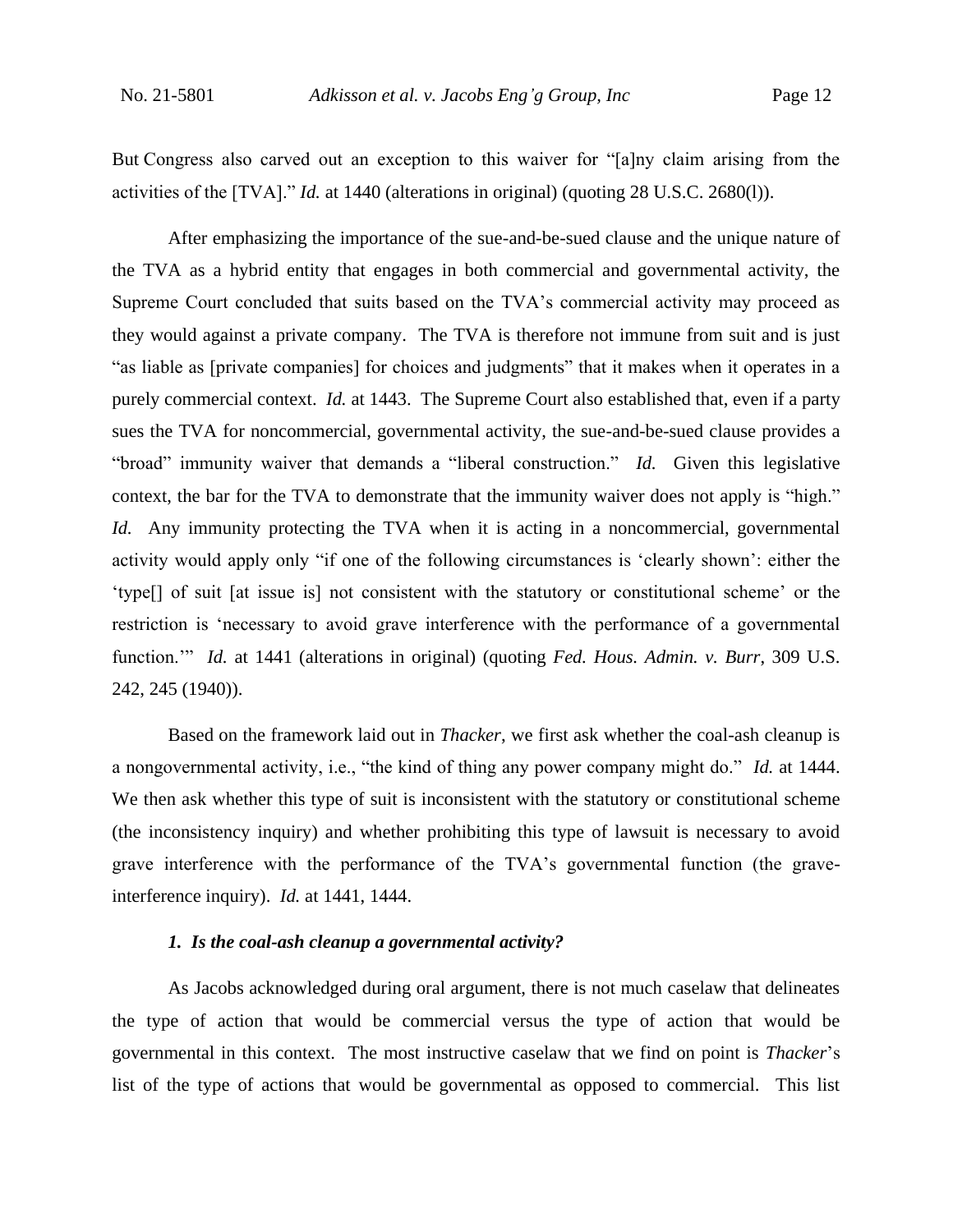But Congress also carved out an exception to this waiver for "[a]ny claim arising from the activities of the [TVA]." *Id.* at 1440 (alterations in original) (quoting 28 U.S.C. 2680(l)).

After emphasizing the importance of the sue-and-be-sued clause and the unique nature of the TVA as a hybrid entity that engages in both commercial and governmental activity, the Supreme Court concluded that suits based on the TVA's commercial activity may proceed as they would against a private company. The TVA is therefore not immune from suit and is just "as liable as [private companies] for choices and judgments" that it makes when it operates in a purely commercial context. *Id.* at 1443. The Supreme Court also established that, even if a party sues the TVA for noncommercial, governmental activity, the sue-and-be-sued clause provides a "broad" immunity waiver that demands a "liberal construction." *Id.* Given this legislative context, the bar for the TVA to demonstrate that the immunity waiver does not apply is "high." *Id.* Any immunity protecting the TVA when it is acting in a noncommercial, governmental activity would apply only "if one of the following circumstances is 'clearly shown': either the 'type[] of suit [at issue is] not consistent with the statutory or constitutional scheme' or the restriction is 'necessary to avoid grave interference with the performance of a governmental function.'" *Id.* at 1441 (alterations in original) (quoting *Fed. Hous. Admin. v. Burr*, 309 U.S. 242, 245 (1940)).

Based on the framework laid out in *Thacker*, we first ask whether the coal-ash cleanup is a nongovernmental activity, i.e., "the kind of thing any power company might do." *Id.* at 1444. We then ask whether this type of suit is inconsistent with the statutory or constitutional scheme (the inconsistency inquiry) and whether prohibiting this type of lawsuit is necessary to avoid grave interference with the performance of the TVA's governmental function (the grave-interference inquiry). *Id.* at 1441, 1444.

***1. Is the coal-ash cleanup a governmental activity?***

As Jacobs acknowledged during oral argument, there is not much caselaw that delineates the type of action that would be commercial versus the type of action that would be governmental in this context. The most instructive caselaw that we find on point is *Thacker*'s list of the type of actions that would be governmental as opposed to commercial. This list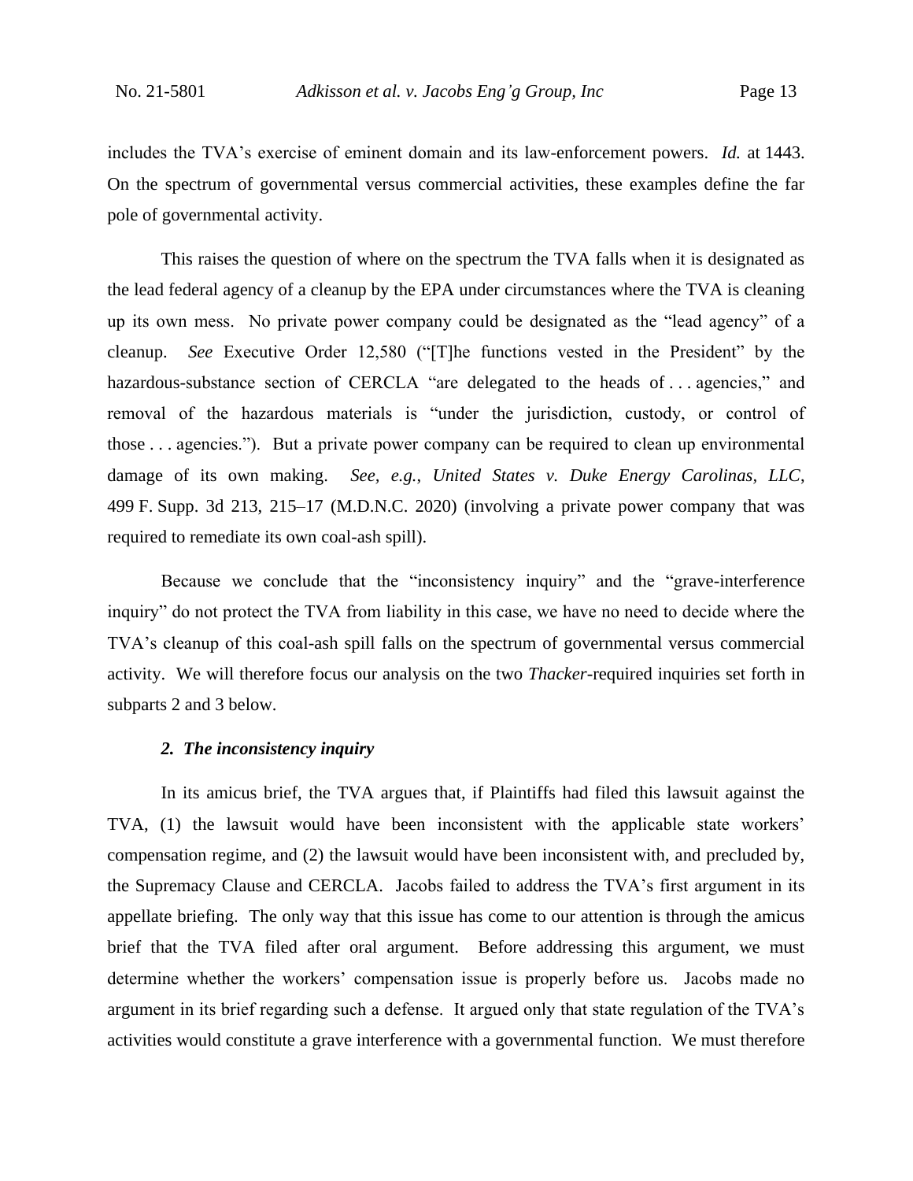includes the TVA's exercise of eminent domain and its law-enforcement powers. *Id.* at 1443. On the spectrum of governmental versus commercial activities, these examples define the far pole of governmental activity.

This raises the question of where on the spectrum the TVA falls when it is designated as the lead federal agency of a cleanup by the EPA under circumstances where the TVA is cleaning up its own mess. No private power company could be designated as the "lead agency" of a cleanup. *See* Executive Order 12,580 ("[T]he functions vested in the President" by the hazardous-substance section of CERCLA "are delegated to the heads of . . . agencies," and removal of the hazardous materials is "under the jurisdiction, custody, or control of those . . . agencies."). But a private power company can be required to clean up environmental damage of its own making. *See, e.g.*, *United States v. Duke Energy Carolinas, LLC*, 499 F. Supp. 3d 213, 215–17 (M.D.N.C. 2020) (involving a private power company that was required to remediate its own coal-ash spill).

Because we conclude that the "inconsistency inquiry" and the "grave-interference inquiry" do not protect the TVA from liability in this case, we have no need to decide where the TVA's cleanup of this coal-ash spill falls on the spectrum of governmental versus commercial activity. We will therefore focus our analysis on the two *Thacker*-required inquiries set forth in subparts 2 and 3 below.

***2. The inconsistency inquiry***

In its amicus brief, the TVA argues that, if Plaintiffs had filed this lawsuit against the TVA, (1) the lawsuit would have been inconsistent with the applicable state workers' compensation regime, and (2) the lawsuit would have been inconsistent with, and precluded by, the Supremacy Clause and CERCLA. Jacobs failed to address the TVA's first argument in its appellate briefing. The only way that this issue has come to our attention is through the amicus brief that the TVA filed after oral argument. Before addressing this argument, we must determine whether the workers' compensation issue is properly before us. Jacobs made no argument in its brief regarding such a defense. It argued only that state regulation of the TVA's activities would constitute a grave interference with a governmental function. We must therefore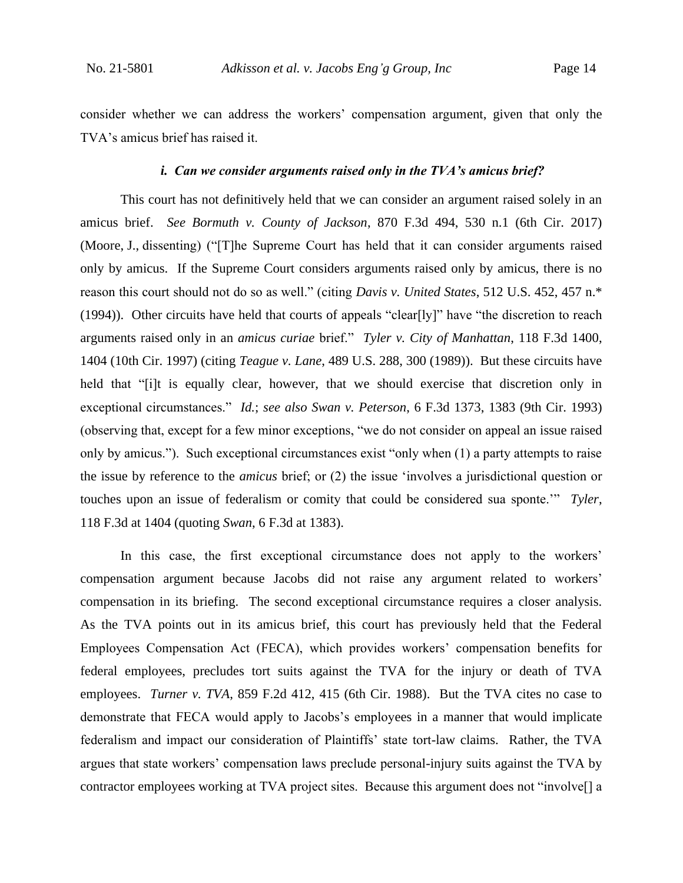consider whether we can address the workers' compensation argument, given that only the TVA's amicus brief has raised it.

#### *i. Can we consider arguments raised only in the TVA's amicus brief?*

This court has not definitively held that we can consider an argument raised solely in an amicus brief. *See Bormuth v. County of Jackson*, 870 F.3d 494, 530 n.1 (6th Cir. 2017) (Moore, J., dissenting) ("[T]he Supreme Court has held that it can consider arguments raised only by amicus. If the Supreme Court considers arguments raised only by amicus, there is no reason this court should not do so as well." (citing *Davis v. United States*, 512 U.S. 452, 457 n.* (1994)). Other circuits have held that courts of appeals "clear[ly]" have "the discretion to reach arguments raised only in an *amicus curiae* brief." *Tyler v. City of Manhattan*, 118 F.3d 1400, 1404 (10th Cir. 1997) (citing *Teague v. Lane*, 489 U.S. 288, 300 (1989)). But these circuits have held that "[i]t is equally clear, however, that we should exercise that discretion only in exceptional circumstances." *Id.*; *see also Swan v. Peterson*, 6 F.3d 1373, 1383 (9th Cir. 1993) (observing that, except for a few minor exceptions, "we do not consider on appeal an issue raised only by amicus."). Such exceptional circumstances exist "only when (1) a party attempts to raise the issue by reference to the *amicus* brief; or (2) the issue 'involves a jurisdictional question or touches upon an issue of federalism or comity that could be considered sua sponte.'" *Tyler*, 118 F.3d at 1404 (quoting *Swan*, 6 F.3d at 1383).

In this case, the first exceptional circumstance does not apply to the workers' compensation argument because Jacobs did not raise any argument related to workers' compensation in its briefing. The second exceptional circumstance requires a closer analysis. As the TVA points out in its amicus brief, this court has previously held that the Federal Employees Compensation Act (FECA), which provides workers' compensation benefits for federal employees, precludes tort suits against the TVA for the injury or death of TVA employees. *Turner v. TVA*, 859 F.2d 412, 415 (6th Cir. 1988). But the TVA cites no case to demonstrate that FECA would apply to Jacobs's employees in a manner that would implicate federalism and impact our consideration of Plaintiffs' state tort-law claims. Rather, the TVA argues that state workers' compensation laws preclude personal-injury suits against the TVA by contractor employees working at TVA project sites. Because this argument does not "involve[] a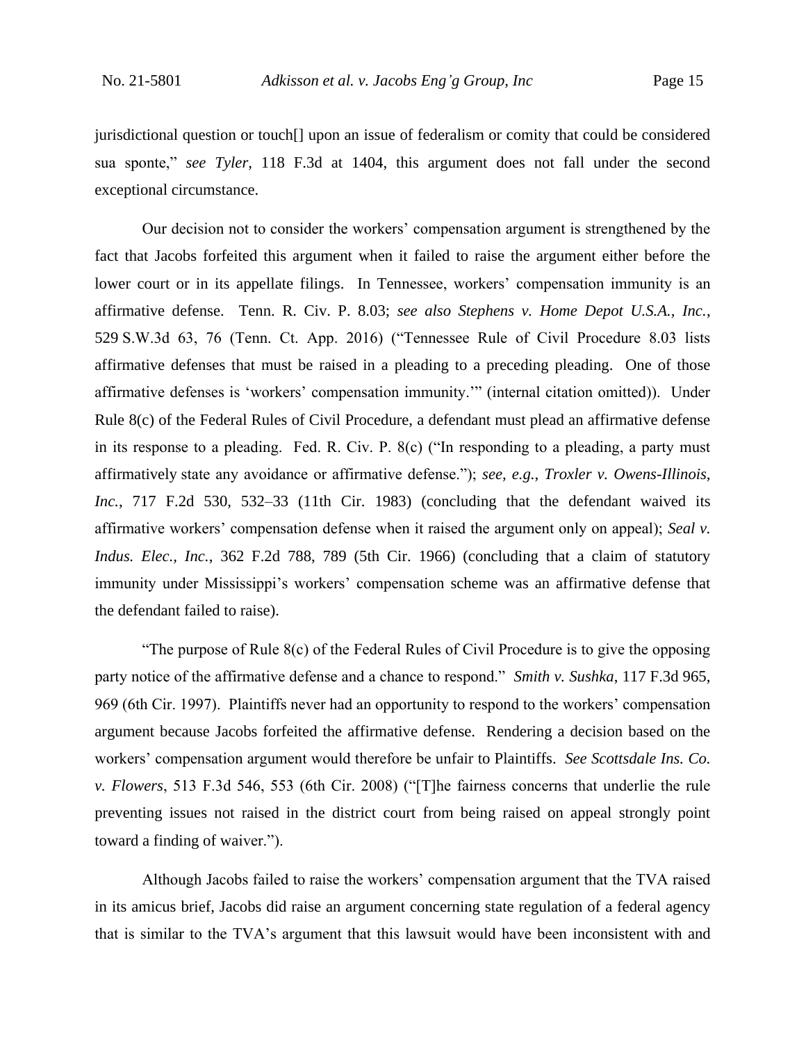jurisdictional question or touch[] upon an issue of federalism or comity that could be considered sua sponte," *see Tyler*, 118 F.3d at 1404, this argument does not fall under the second exceptional circumstance.

Our decision not to consider the workers' compensation argument is strengthened by the fact that Jacobs forfeited this argument when it failed to raise the argument either before the lower court or in its appellate filings. In Tennessee, workers' compensation immunity is an affirmative defense. Tenn. R. Civ. P. 8.03; *see also Stephens v. Home Depot U.S.A., Inc.*, 529 S.W.3d 63, 76 (Tenn. Ct. App. 2016) ("Tennessee Rule of Civil Procedure 8.03 lists affirmative defenses that must be raised in a pleading to a preceding pleading. One of those affirmative defenses is 'workers' compensation immunity.'" (internal citation omitted)). Under Rule 8(c) of the Federal Rules of Civil Procedure, a defendant must plead an affirmative defense in its response to a pleading. Fed. R. Civ. P. 8(c) ("In responding to a pleading, a party must affirmatively state any avoidance or affirmative defense."); *see, e.g.*, *Troxler v. Owens-Illinois, Inc.*, 717 F.2d 530, 532–33 (11th Cir. 1983) (concluding that the defendant waived its affirmative workers' compensation defense when it raised the argument only on appeal); *Seal v. Indus. Elec., Inc.*, 362 F.2d 788, 789 (5th Cir. 1966) (concluding that a claim of statutory immunity under Mississippi's workers' compensation scheme was an affirmative defense that the defendant failed to raise).

"The purpose of Rule 8(c) of the Federal Rules of Civil Procedure is to give the opposing party notice of the affirmative defense and a chance to respond." *Smith v. Sushka*, 117 F.3d 965, 969 (6th Cir. 1997). Plaintiffs never had an opportunity to respond to the workers' compensation argument because Jacobs forfeited the affirmative defense. Rendering a decision based on the workers' compensation argument would therefore be unfair to Plaintiffs. *See Scottsdale Ins. Co. v. Flowers*, 513 F.3d 546, 553 (6th Cir. 2008) ("[T]he fairness concerns that underlie the rule preventing issues not raised in the district court from being raised on appeal strongly point toward a finding of waiver.").

Although Jacobs failed to raise the workers' compensation argument that the TVA raised in its amicus brief, Jacobs did raise an argument concerning state regulation of a federal agency that is similar to the TVA's argument that this lawsuit would have been inconsistent with and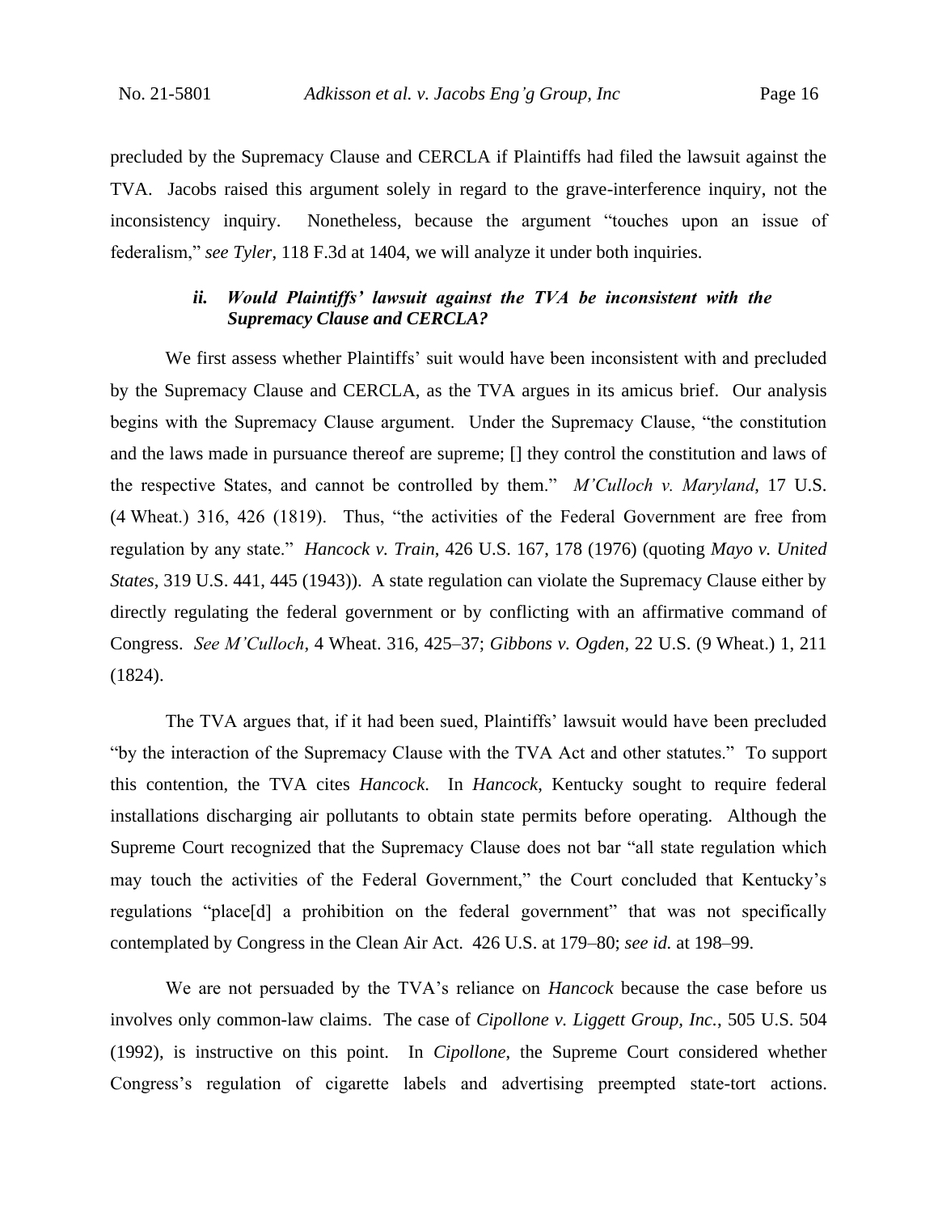precluded by the Supremacy Clause and CERCLA if Plaintiffs had filed the lawsuit against the TVA. Jacobs raised this argument solely in regard to the grave-interference inquiry, not the inconsistency inquiry. Nonetheless, because the argument "touches upon an issue of federalism," *see Tyler*, 118 F.3d at 1404, we will analyze it under both inquiries.

### *ii. Would Plaintiffs' lawsuit against the TVA be inconsistent with the Supremacy Clause and CERCLA?*

We first assess whether Plaintiffs' suit would have been inconsistent with and precluded by the Supremacy Clause and CERCLA, as the TVA argues in its amicus brief. Our analysis begins with the Supremacy Clause argument. Under the Supremacy Clause, "the constitution and the laws made in pursuance thereof are supreme; [] they control the constitution and laws of the respective States, and cannot be controlled by them." *M'Culloch v. Maryland*, 17 U.S. (4 Wheat.) 316, 426 (1819). Thus, "the activities of the Federal Government are free from regulation by any state." *Hancock v. Train*, 426 U.S. 167, 178 (1976) (quoting *Mayo v. United States*, 319 U.S. 441, 445 (1943)). A state regulation can violate the Supremacy Clause either by directly regulating the federal government or by conflicting with an affirmative command of Congress. *See M'Culloch*, 4 Wheat. 316, 425–37; *Gibbons v. Ogden*, 22 U.S. (9 Wheat.) 1, 211 (1824).

The TVA argues that, if it had been sued, Plaintiffs' lawsuit would have been precluded "by the interaction of the Supremacy Clause with the TVA Act and other statutes." To support this contention, the TVA cites *Hancock*. In *Hancock*, Kentucky sought to require federal installations discharging air pollutants to obtain state permits before operating. Although the Supreme Court recognized that the Supremacy Clause does not bar "all state regulation which may touch the activities of the Federal Government," the Court concluded that Kentucky's regulations "place[d] a prohibition on the federal government" that was not specifically contemplated by Congress in the Clean Air Act. 426 U.S. at 179–80; *see id.* at 198–99.

We are not persuaded by the TVA's reliance on *Hancock* because the case before us involves only common-law claims. The case of *Cipollone v. Liggett Group, Inc.*, 505 U.S. 504 (1992), is instructive on this point. In *Cipollone*, the Supreme Court considered whether Congress's regulation of cigarette labels and advertising preempted state-tort actions.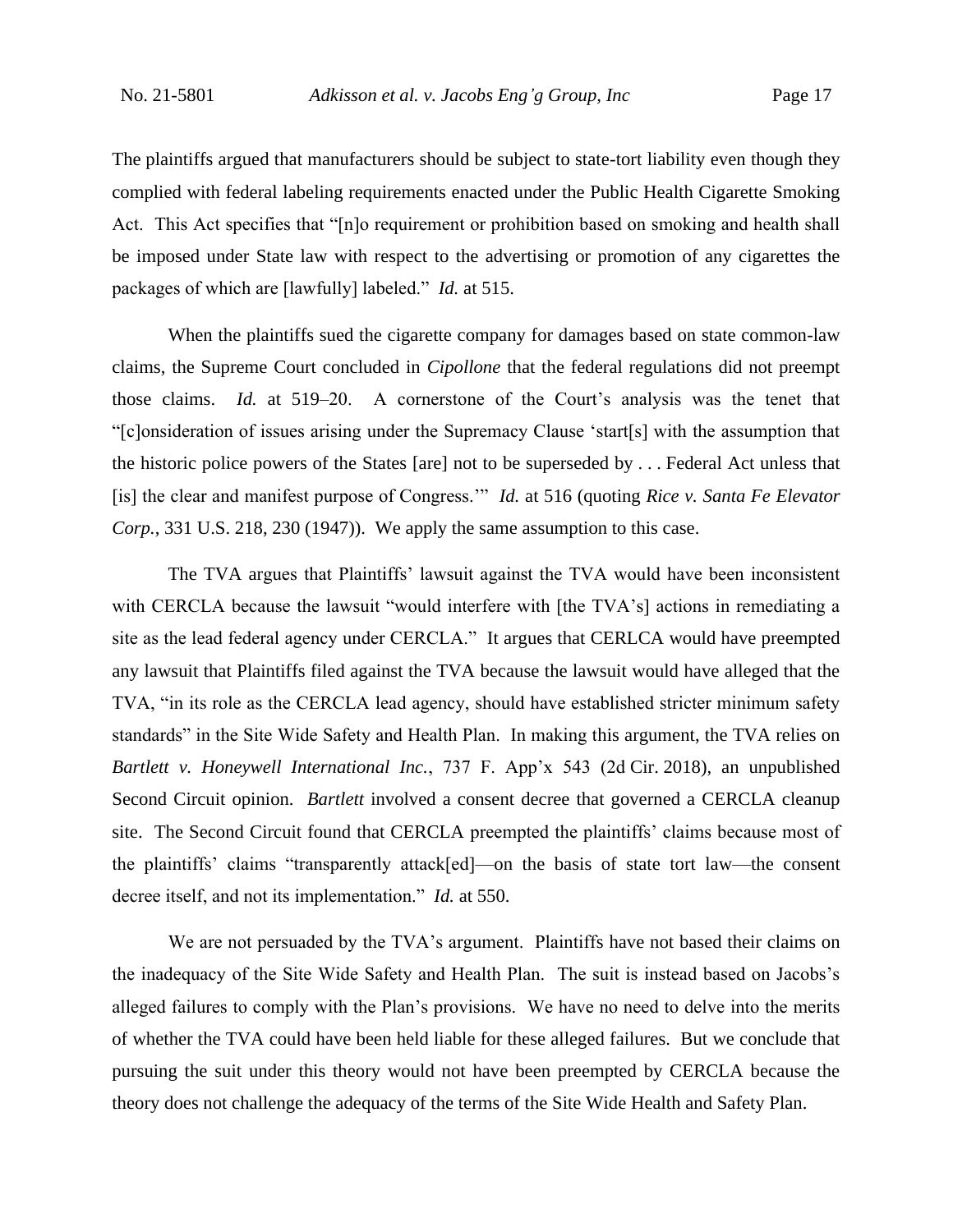The plaintiffs argued that manufacturers should be subject to state-tort liability even though they complied with federal labeling requirements enacted under the Public Health Cigarette Smoking Act. This Act specifies that "[n]o requirement or prohibition based on smoking and health shall be imposed under State law with respect to the advertising or promotion of any cigarettes the packages of which are [lawfully] labeled." *Id.* at 515.

When the plaintiffs sued the cigarette company for damages based on state common-law claims, the Supreme Court concluded in *Cipollone* that the federal regulations did not preempt those claims. *Id.* at 519–20. A cornerstone of the Court's analysis was the tenet that "[c]onsideration of issues arising under the Supremacy Clause 'start[s] with the assumption that the historic police powers of the States [are] not to be superseded by . . . Federal Act unless that [is] the clear and manifest purpose of Congress.'" *Id.* at 516 (quoting *Rice v. Santa Fe Elevator Corp.*, 331 U.S. 218, 230 (1947)). We apply the same assumption to this case.

The TVA argues that Plaintiffs' lawsuit against the TVA would have been inconsistent with CERCLA because the lawsuit "would interfere with [the TVA's] actions in remediating a site as the lead federal agency under CERCLA." It argues that CERLCA would have preempted any lawsuit that Plaintiffs filed against the TVA because the lawsuit would have alleged that the TVA, "in its role as the CERCLA lead agency, should have established stricter minimum safety standards" in the Site Wide Safety and Health Plan. In making this argument, the TVA relies on *Bartlett v. Honeywell International Inc.*, 737 F. App'x 543 (2d Cir. 2018), an unpublished Second Circuit opinion. *Bartlett* involved a consent decree that governed a CERCLA cleanup site. The Second Circuit found that CERCLA preempted the plaintiffs' claims because most of the plaintiffs' claims "transparently attack[ed]—on the basis of state tort law—the consent decree itself, and not its implementation." *Id.* at 550.

We are not persuaded by the TVA's argument. Plaintiffs have not based their claims on the inadequacy of the Site Wide Safety and Health Plan. The suit is instead based on Jacobs's alleged failures to comply with the Plan's provisions. We have no need to delve into the merits of whether the TVA could have been held liable for these alleged failures. But we conclude that pursuing the suit under this theory would not have been preempted by CERCLA because the theory does not challenge the adequacy of the terms of the Site Wide Health and Safety Plan.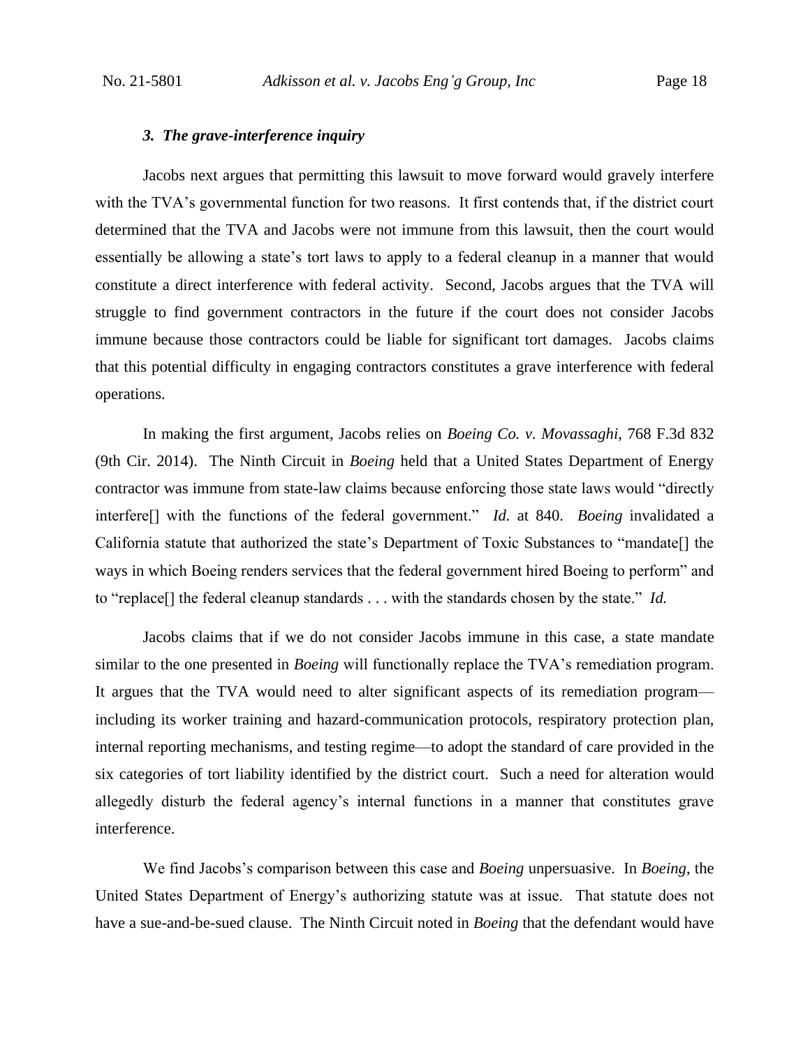### *3. The grave-interference inquiry*

Jacobs next argues that permitting this lawsuit to move forward would gravely interfere with the TVA's governmental function for two reasons. It first contends that, if the district court determined that the TVA and Jacobs were not immune from this lawsuit, then the court would essentially be allowing a state's tort laws to apply to a federal cleanup in a manner that would constitute a direct interference with federal activity. Second, Jacobs argues that the TVA will struggle to find government contractors in the future if the court does not consider Jacobs immune because those contractors could be liable for significant tort damages. Jacobs claims that this potential difficulty in engaging contractors constitutes a grave interference with federal operations.

In making the first argument, Jacobs relies on *Boeing Co. v. Movassaghi*, 768 F.3d 832 (9th Cir. 2014). The Ninth Circuit in *Boeing* held that a United States Department of Energy contractor was immune from state-law claims because enforcing those state laws would "directly interfere[] with the functions of the federal government." *Id.* at 840. *Boeing* invalidated a California statute that authorized the state's Department of Toxic Substances to "mandate[] the ways in which Boeing renders services that the federal government hired Boeing to perform" and to "replace[] the federal cleanup standards . . . with the standards chosen by the state." *Id.*

Jacobs claims that if we do not consider Jacobs immune in this case, a state mandate similar to the one presented in *Boeing* will functionally replace the TVA's remediation program. It argues that the TVA would need to alter significant aspects of its remediation program—including its worker training and hazard-communication protocols, respiratory protection plan, internal reporting mechanisms, and testing regime—to adopt the standard of care provided in the six categories of tort liability identified by the district court. Such a need for alteration would allegedly disturb the federal agency's internal functions in a manner that constitutes grave interference.

We find Jacobs's comparison between this case and *Boeing* unpersuasive. In *Boeing*, the United States Department of Energy's authorizing statute was at issue. That statute does not have a sue-and-be-sued clause. The Ninth Circuit noted in *Boeing* that the defendant would have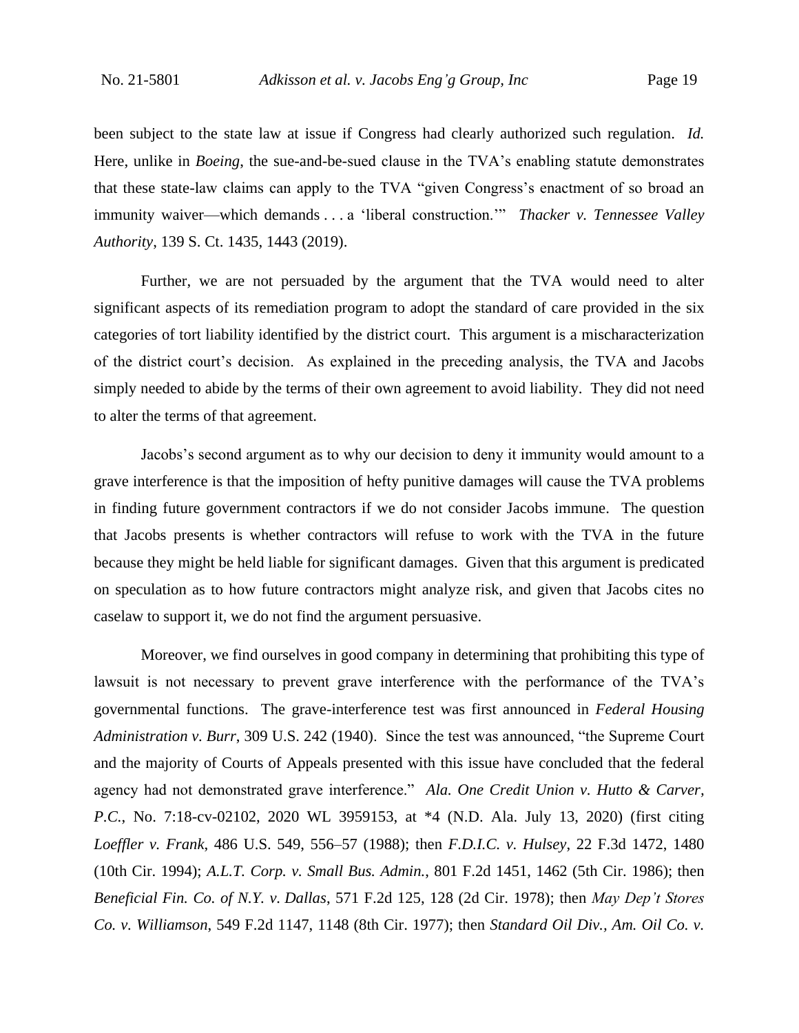been subject to the state law at issue if Congress had clearly authorized such regulation. *Id.* Here, unlike in *Boeing*, the sue-and-be-sued clause in the TVA's enabling statute demonstrates that these state-law claims can apply to the TVA "given Congress's enactment of so broad an immunity waiver—which demands . . . a 'liberal construction.'" *Thacker v. Tennessee Valley Authority*, 139 S. Ct. 1435, 1443 (2019).

Further, we are not persuaded by the argument that the TVA would need to alter significant aspects of its remediation program to adopt the standard of care provided in the six categories of tort liability identified by the district court. This argument is a mischaracterization of the district court's decision. As explained in the preceding analysis, the TVA and Jacobs simply needed to abide by the terms of their own agreement to avoid liability. They did not need to alter the terms of that agreement.

Jacobs's second argument as to why our decision to deny it immunity would amount to a grave interference is that the imposition of hefty punitive damages will cause the TVA problems in finding future government contractors if we do not consider Jacobs immune. The question that Jacobs presents is whether contractors will refuse to work with the TVA in the future because they might be held liable for significant damages. Given that this argument is predicated on speculation as to how future contractors might analyze risk, and given that Jacobs cites no caselaw to support it, we do not find the argument persuasive.

Moreover, we find ourselves in good company in determining that prohibiting this type of lawsuit is not necessary to prevent grave interference with the performance of the TVA's governmental functions. The grave-interference test was first announced in *Federal Housing Administration v. Burr*, 309 U.S. 242 (1940). Since the test was announced, "the Supreme Court and the majority of Courts of Appeals presented with this issue have concluded that the federal agency had not demonstrated grave interference." *Ala. One Credit Union v. Hutto & Carver, P.C.*, No. 7:18-cv-02102, 2020 WL 3959153, at *4 (N.D. Ala. July 13, 2020) (first citing *Loeffler v. Frank*, 486 U.S. 549, 556–57 (1988); then *F.D.I.C. v. Hulsey*, 22 F.3d 1472, 1480 (10th Cir. 1994); *A.L.T. Corp. v. Small Bus. Admin.*, 801 F.2d 1451, 1462 (5th Cir. 1986); then *Beneficial Fin. Co. of N.Y. v. Dallas*, 571 F.2d 125, 128 (2d Cir. 1978); then *May Dep't Stores Co. v. Williamson*, 549 F.2d 1147, 1148 (8th Cir. 1977); then *Standard Oil Div., Am. Oil Co. v.*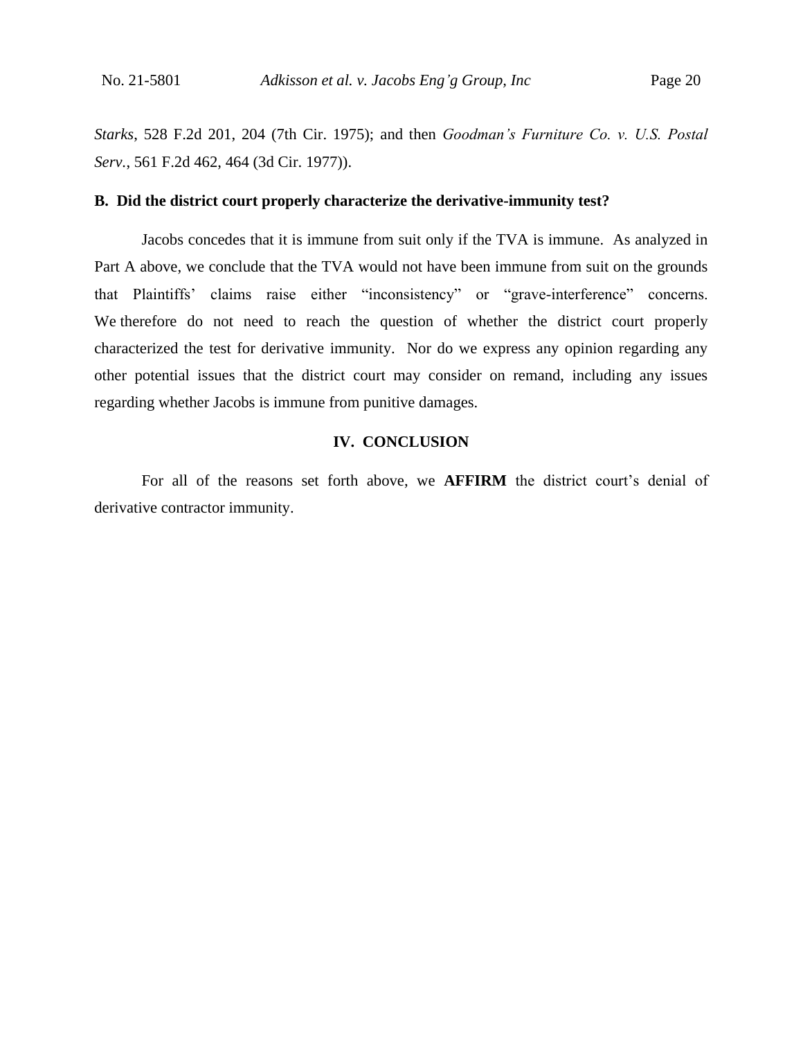*Starks*, 528 F.2d 201, 204 (7th Cir. 1975); and then *Goodman's Furniture Co. v. U.S. Postal Serv.*, 561 F.2d 462, 464 (3d Cir. 1977)).

### B. Did the district court properly characterize the derivative-immunity test?

Jacobs concedes that it is immune from suit only if the TVA is immune. As analyzed in Part A above, we conclude that the TVA would not have been immune from suit on the grounds that Plaintiffs' claims raise either "inconsistency" or "grave-interference" concerns. We therefore do not need to reach the question of whether the district court properly characterized the test for derivative immunity. Nor do we express any opinion regarding any other potential issues that the district court may consider on remand, including any issues regarding whether Jacobs is immune from punitive damages.

## IV. CONCLUSION

For all of the reasons set forth above, we **AFFIRM** the district court's denial of derivative contractor immunity.